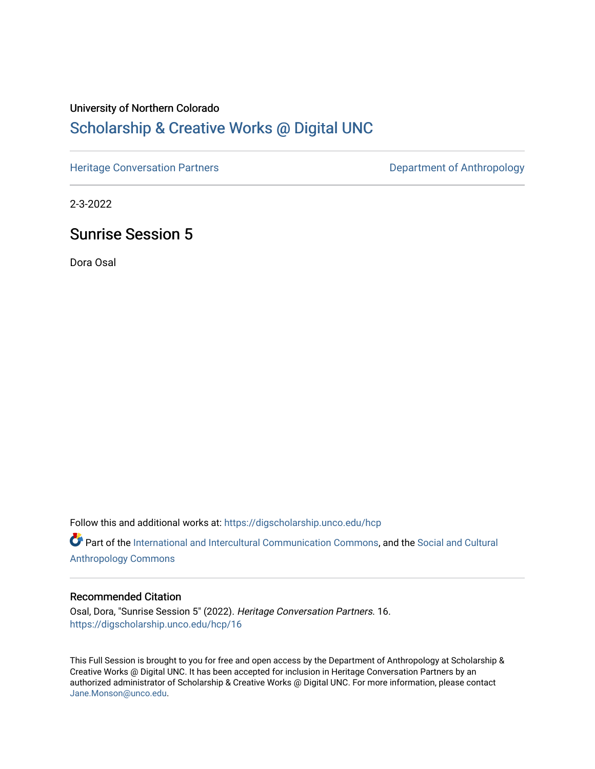University of Northern Colorado

# Scholarship & Creative Works @ Digital UNC

Heritage Conversation Partners | Department of Anthropology

2-3-2022

## Sunrise Session 5

Dora Osal

Follow this and additional works at: https://digscholarship.unco.edu/hcp

Part of the International and Intercultural Communication Commons, and the Social and Cultural Anthropology Commons

### Recommended Citation

Osal, Dora, "Sunrise Session 5" (2022). *Heritage Conversation Partners.* 16.
https://digscholarship.unco.edu/hcp/16

This Full Session is brought to you for free and open access by the Department of Anthropology at Scholarship & Creative Works @ Digital UNC. It has been accepted for inclusion in Heritage Conversation Partners by an authorized administrator of Scholarship & Creative Works @ Digital UNC. For more information, please contact Jane.Monson@unco.edu.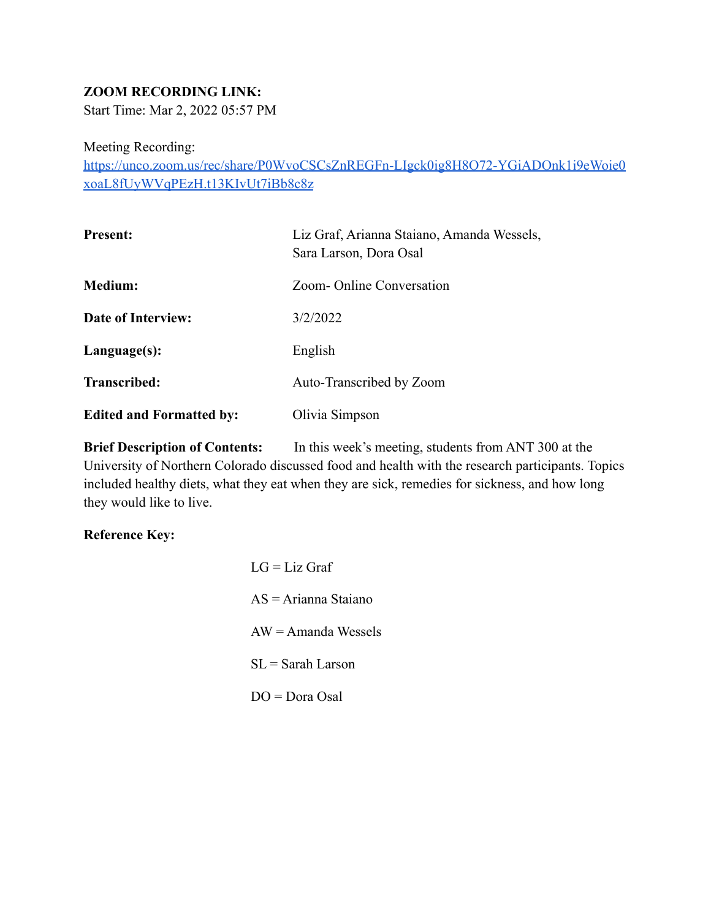**ZOOM RECORDING LINK:**
Start Time: Mar 2, 2022 05:57 PM

Meeting Recording:
https://unco.zoom.us/rec/share/P0WvoCSCsZnREGFn-LIgck0ig8H8O72-YGiADOnk1i9eWoie0xoaL8fUyWVqPEzH.t13KIvUt7iBb8c8z

| | |
|---|---|
| **Present:** | Liz Graf, Arianna Staiano, Amanda Wessels, Sara Larson, Dora Osal |
| **Medium:** | Zoom- Online Conversation |
| **Date of Interview:** | 3/2/2022 |
| **Language(s):** | English |
| **Transcribed:** | Auto-Transcribed by Zoom |
| **Edited and Formatted by:** | Olivia Simpson |

**Brief Description of Contents:** In this week's meeting, students from ANT 300 at the University of Northern Colorado discussed food and health with the research participants. Topics included healthy diets, what they eat when they are sick, remedies for sickness, and how long they would like to live.

**Reference Key:**

LG = Liz Graf

AS = Arianna Staiano

AW = Amanda Wessels

SL = Sarah Larson

DO = Dora Osal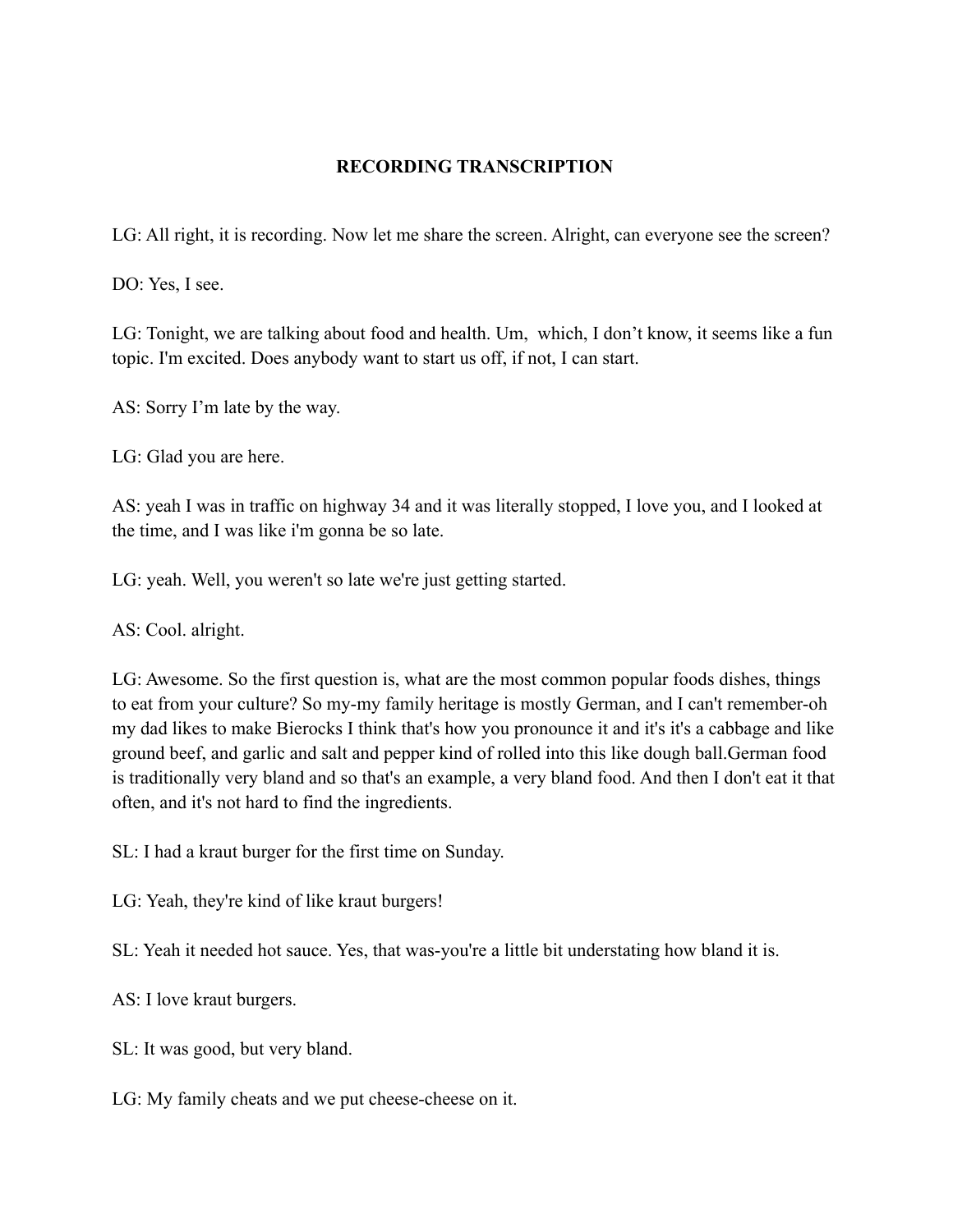**RECORDING TRANSCRIPTION**

LG: All right, it is recording. Now let me share the screen. Alright, can everyone see the screen?

DO: Yes, I see.

LG: Tonight, we are talking about food and health. Um,  which, I don't know, it seems like a fun topic. I'm excited. Does anybody want to start us off, if not, I can start.

AS: Sorry I'm late by the way.

LG: Glad you are here.

AS: yeah I was in traffic on highway 34 and it was literally stopped, I love you, and I looked at the time, and I was like i'm gonna be so late.

LG: yeah. Well, you weren't so late we're just getting started.

AS: Cool. alright.

LG: Awesome. So the first question is, what are the most common popular foods dishes, things to eat from your culture? So my-my family heritage is mostly German, and I can't remember-oh my dad likes to make Bierocks I think that's how you pronounce it and it's it's a cabbage and like ground beef, and garlic and salt and pepper kind of rolled into this like dough ball.German food is traditionally very bland and so that's an example, a very bland food. And then I don't eat it that often, and it's not hard to find the ingredients.

SL: I had a kraut burger for the first time on Sunday.

LG: Yeah, they're kind of like kraut burgers!

SL: Yeah it needed hot sauce. Yes, that was-you're a little bit understating how bland it is.

AS: I love kraut burgers.

SL: It was good, but very bland.

LG: My family cheats and we put cheese-cheese on it.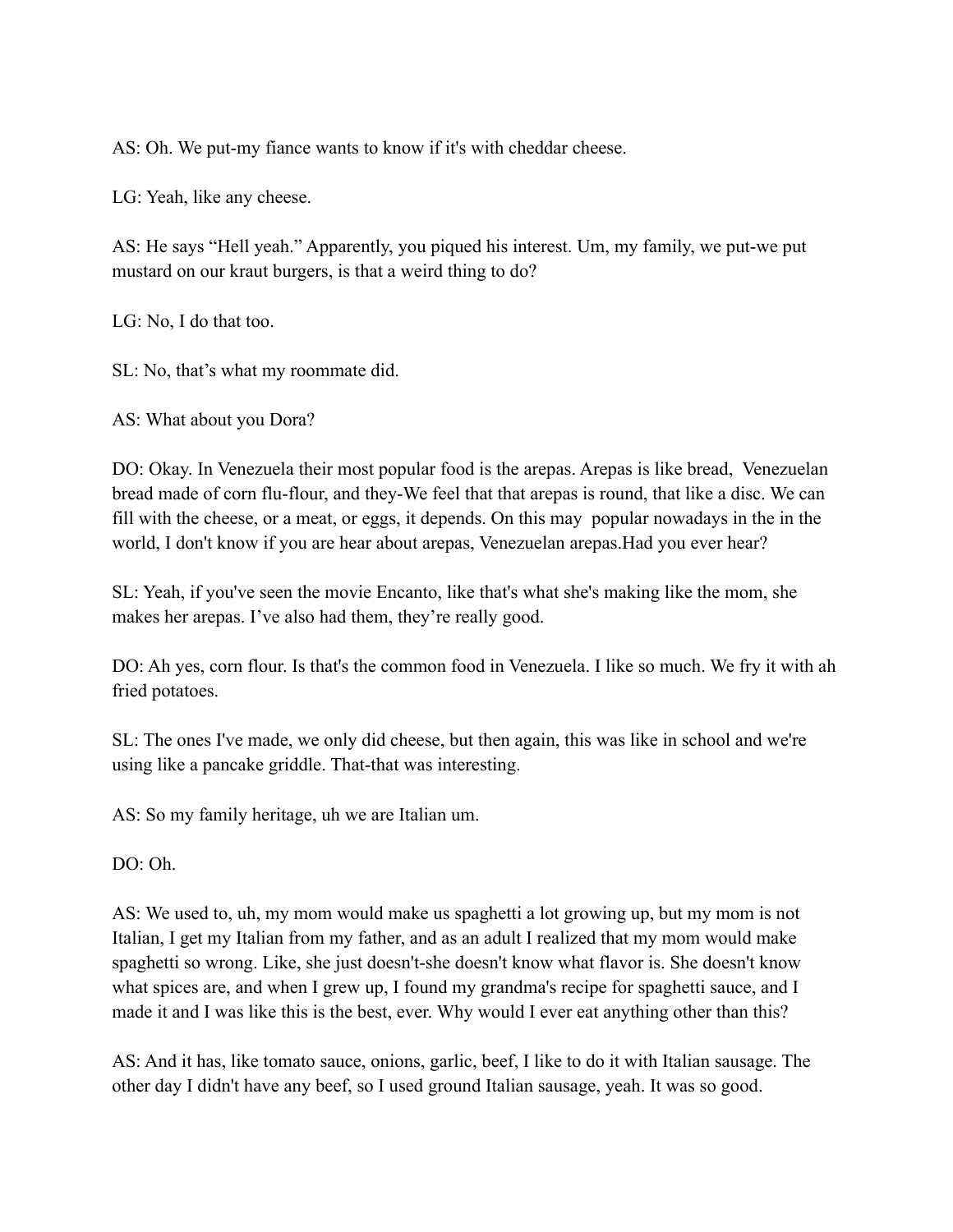AS: Oh. We put-my fiance wants to know if it's with cheddar cheese.

LG: Yeah, like any cheese.

AS: He says "Hell yeah." Apparently, you piqued his interest. Um, my family, we put-we put mustard on our kraut burgers, is that a weird thing to do?

LG: No, I do that too.

SL: No, that's what my roommate did.

AS: What about you Dora?

DO: Okay. In Venezuela their most popular food is the arepas. Arepas is like bread, Venezuelan bread made of corn flu-flour, and they-We feel that that arepas is round, that like a disc. We can fill with the cheese, or a meat, or eggs, it depends. On this may popular nowadays in the in the world, I don't know if you are hear about arepas, Venezuelan arepas.Had you ever hear?

SL: Yeah, if you've seen the movie Encanto, like that's what she's making like the mom, she makes her arepas. I've also had them, they're really good.

DO: Ah yes, corn flour. Is that's the common food in Venezuela. I like so much. We fry it with ah fried potatoes.

SL: The ones I've made, we only did cheese, but then again, this was like in school and we're using like a pancake griddle. That-that was interesting.

AS: So my family heritage, uh we are Italian um.

DO: Oh.

AS: We used to, uh, my mom would make us spaghetti a lot growing up, but my mom is not Italian, I get my Italian from my father, and as an adult I realized that my mom would make spaghetti so wrong. Like, she just doesn't-she doesn't know what flavor is. She doesn't know what spices are, and when I grew up, I found my grandma's recipe for spaghetti sauce, and I made it and I was like this is the best, ever. Why would I ever eat anything other than this?

AS: And it has, like tomato sauce, onions, garlic, beef, I like to do it with Italian sausage. The other day I didn't have any beef, so I used ground Italian sausage, yeah. It was so good.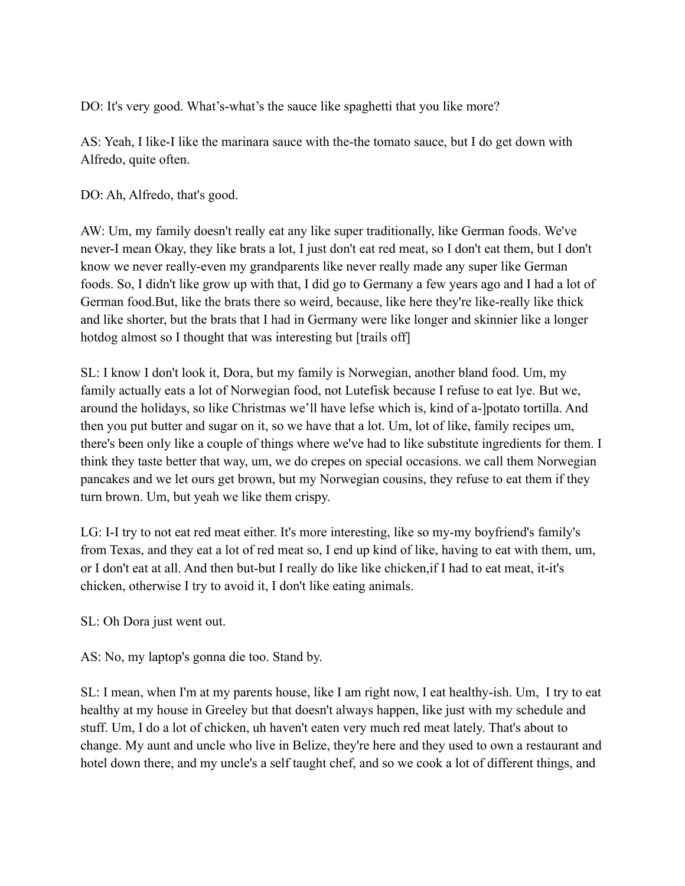DO: It's very good. What's-what's the sauce like spaghetti that you like more?

AS: Yeah, I like-I like the marinara sauce with the-the tomato sauce, but I do get down with Alfredo, quite often.

DO: Ah, Alfredo, that's good.

AW: Um, my family doesn't really eat any like super traditionally, like German foods. We've never-I mean Okay, they like brats a lot, I just don't eat red meat, so I don't eat them, but I don't know we never really-even my grandparents like never really made any super like German foods. So, I didn't like grow up with that, I did go to Germany a few years ago and I had a lot of German food.But, like the brats there so weird, because, like here they're like-really like thick and like shorter, but the brats that I had in Germany were like longer and skinnier like a longer hotdog almost so I thought that was interesting but [trails off]

SL: I know I don't look it, Dora, but my family is Norwegian, another bland food. Um, my family actually eats a lot of Norwegian food, not Lutefisk because I refuse to eat lye. But we, around the holidays, so like Christmas we'll have lefse which is, kind of a-]potato tortilla. And then you put butter and sugar on it, so we have that a lot. Um, lot of like, family recipes um, there's been only like a couple of things where we've had to like substitute ingredients for them. I think they taste better that way, um, we do crepes on special occasions. we call them Norwegian pancakes and we let ours get brown, but my Norwegian cousins, they refuse to eat them if they turn brown. Um, but yeah we like them crispy.

LG: I-I try to not eat red meat either. It's more interesting, like so my-my boyfriend's family's from Texas, and they eat a lot of red meat so, I end up kind of like, having to eat with them, um, or I don't eat at all. And then but-but I really do like like chicken,if I had to eat meat, it-it's chicken, otherwise I try to avoid it, I don't like eating animals.

SL: Oh Dora just went out.

AS: No, my laptop's gonna die too. Stand by.

SL: I mean, when I'm at my parents house, like I am right now, I eat healthy-ish. Um, I try to eat healthy at my house in Greeley but that doesn't always happen, like just with my schedule and stuff. Um, I do a lot of chicken, uh haven't eaten very much red meat lately. That's about to change. My aunt and uncle who live in Belize, they're here and they used to own a restaurant and hotel down there, and my uncle's a self taught chef, and so we cook a lot of different things, and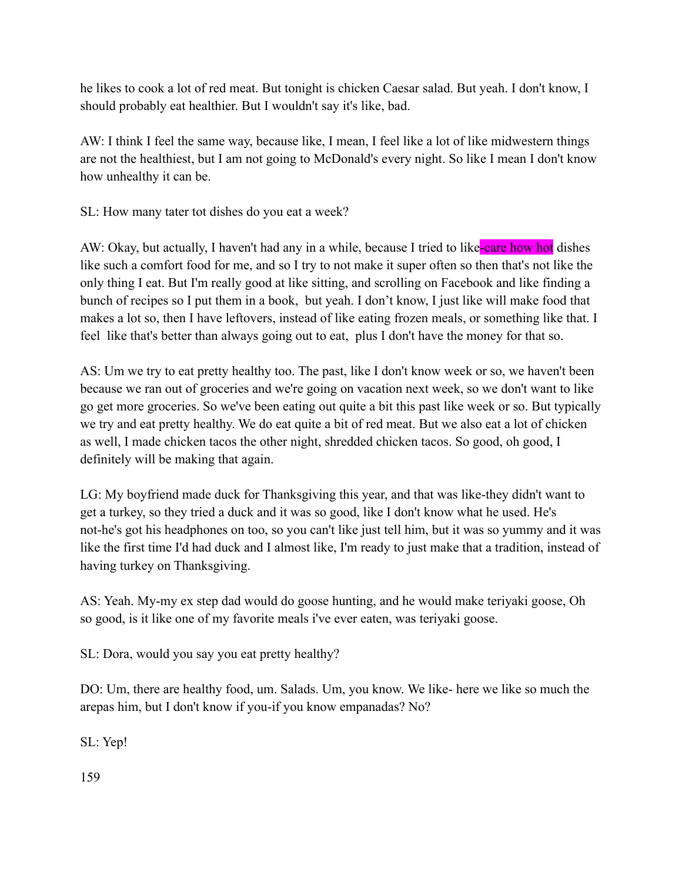he likes to cook a lot of red meat. But tonight is chicken Caesar salad. But yeah. I don't know, I should probably eat healthier. But I wouldn't say it's like, bad.

AW: I think I feel the same way, because like, I mean, I feel like a lot of like midwestern things are not the healthiest, but I am not going to McDonald's every night. So like I mean I don't know how unhealthy it can be.

SL: How many tater tot dishes do you eat a week?

AW: Okay, but actually, I haven't had any in a while, because I tried to like-care how hot dishes like such a comfort food for me, and so I try to not make it super often so then that's not like the only thing I eat. But I'm really good at like sitting, and scrolling on Facebook and like finding a bunch of recipes so I put them in a book,  but yeah. I don't know, I just like will make food that makes a lot so, then I have leftovers, instead of like eating frozen meals, or something like that. I feel  like that's better than always going out to eat,  plus I don't have the money for that so.

AS: Um we try to eat pretty healthy too. The past, like I don't know week or so, we haven't been because we ran out of groceries and we're going on vacation next week, so we don't want to like go get more groceries. So we've been eating out quite a bit this past like week or so. But typically we try and eat pretty healthy. We do eat quite a bit of red meat. But we also eat a lot of chicken as well, I made chicken tacos the other night, shredded chicken tacos. So good, oh good, I definitely will be making that again.

LG: My boyfriend made duck for Thanksgiving this year, and that was like-they didn't want to get a turkey, so they tried a duck and it was so good, like I don't know what he used. He's not-he's got his headphones on too, so you can't like just tell him, but it was so yummy and it was like the first time I'd had duck and I almost like, I'm ready to just make that a tradition, instead of having turkey on Thanksgiving.

AS: Yeah. My-my ex step dad would do goose hunting, and he would make teriyaki goose, Oh so good, is it like one of my favorite meals i've ever eaten, was teriyaki goose.

SL: Dora, would you say you eat pretty healthy?

DO: Um, there are healthy food, um. Salads. Um, you know. We like- here we like so much the arepas him, but I don't know if you-if you know empanadas? No?

SL: Yep!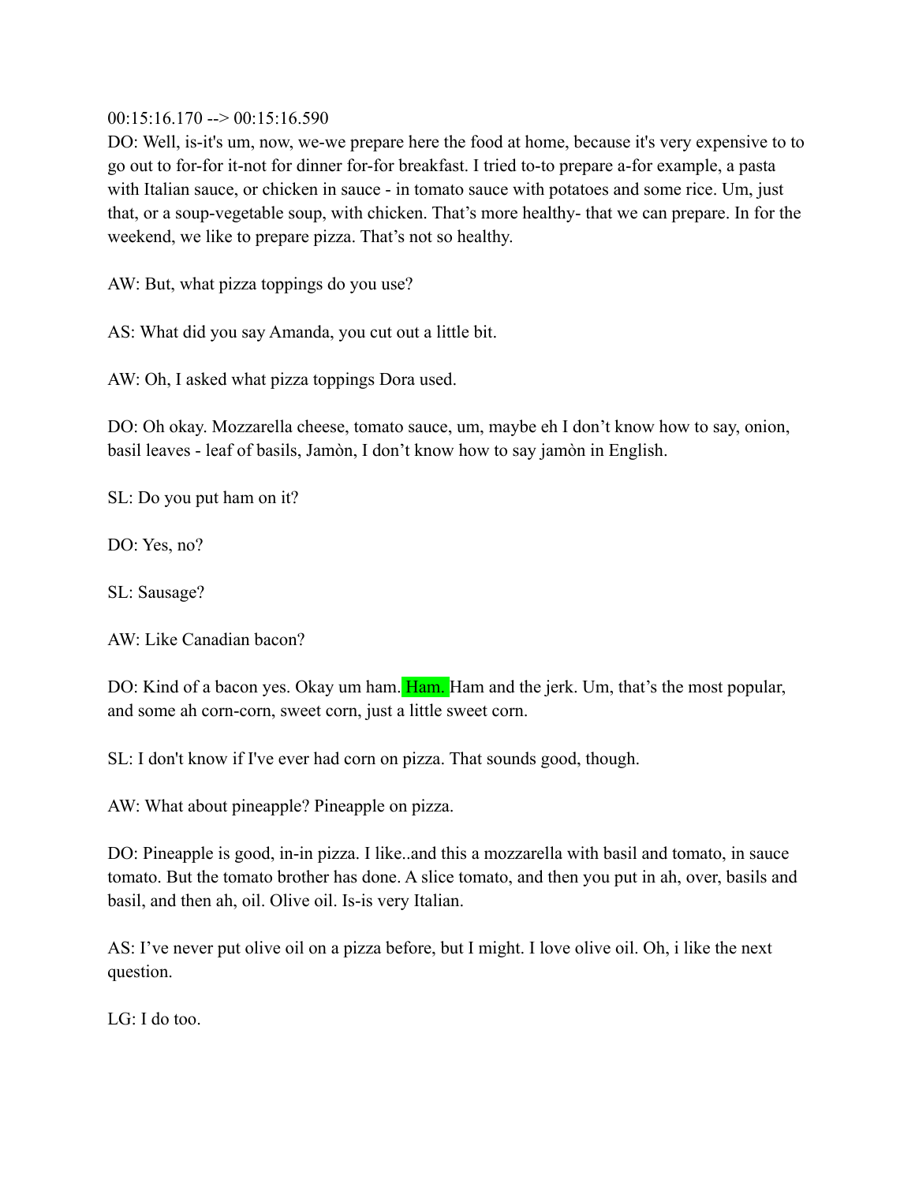00:15:16.170 --> 00:15:16.590

DO: Well, is-it's um, now, we-we prepare here the food at home, because it's very expensive to to go out to for-for it-not for dinner for-for breakfast. I tried to-to prepare a-for example, a pasta with Italian sauce, or chicken in sauce - in tomato sauce with potatoes and some rice. Um, just that, or a soup-vegetable soup, with chicken. That's more healthy- that we can prepare. In for the weekend, we like to prepare pizza. That's not so healthy.

AW: But, what pizza toppings do you use?

AS: What did you say Amanda, you cut out a little bit.

AW: Oh, I asked what pizza toppings Dora used.

DO: Oh okay. Mozzarella cheese, tomato sauce, um, maybe eh I don't know how to say, onion, basil leaves - leaf of basils, Jamòn, I don't know how to say jamòn in English.

SL: Do you put ham on it?

DO: Yes, no?

SL: Sausage?

AW: Like Canadian bacon?

DO: Kind of a bacon yes. Okay um ham. Ham. Ham and the jerk. Um, that's the most popular, and some ah corn-corn, sweet corn, just a little sweet corn.

SL: I don't know if I've ever had corn on pizza. That sounds good, though.

AW: What about pineapple? Pineapple on pizza.

DO: Pineapple is good, in-in pizza. I like..and this a mozzarella with basil and tomato, in sauce tomato. But the tomato brother has done. A slice tomato, and then you put in ah, over, basils and basil, and then ah, oil. Olive oil. Is-is very Italian.

AS: I've never put olive oil on a pizza before, but I might. I love olive oil. Oh, i like the next question.

LG: I do too.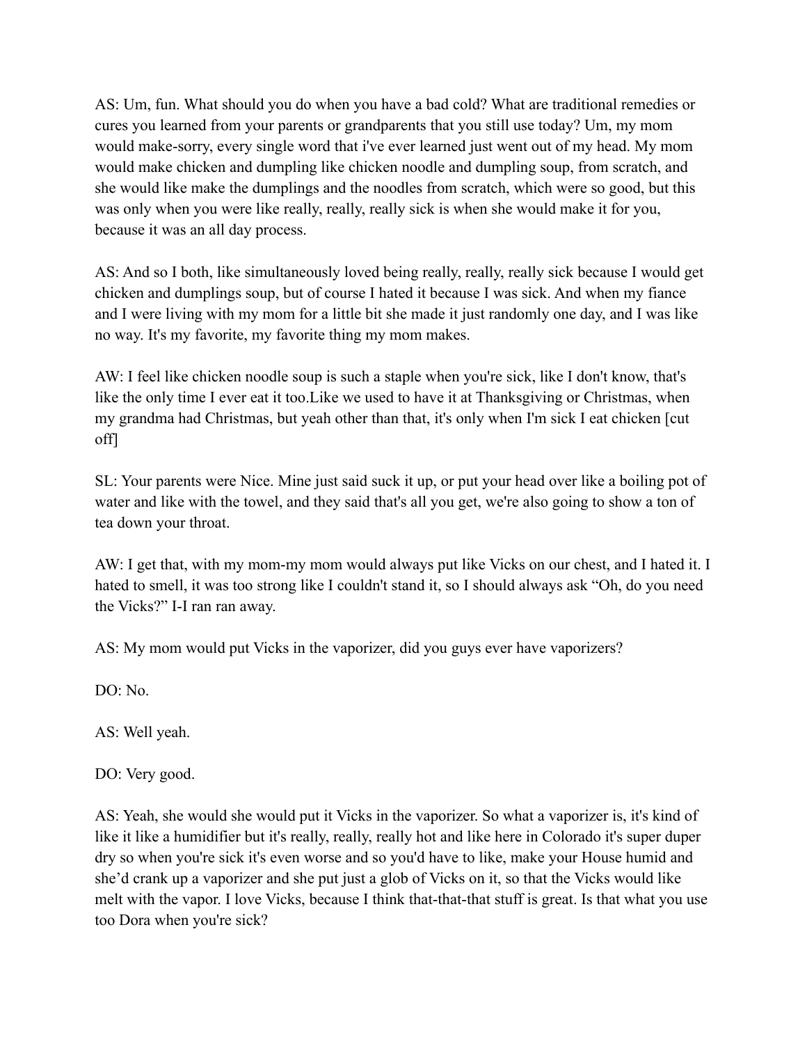AS: Um, fun. What should you do when you have a bad cold? What are traditional remedies or cures you learned from your parents or grandparents that you still use today? Um, my mom would make-sorry, every single word that i've ever learned just went out of my head. My mom would make chicken and dumpling like chicken noodle and dumpling soup, from scratch, and she would like make the dumplings and the noodles from scratch, which were so good, but this was only when you were like really, really, really sick is when she would make it for you, because it was an all day process.

AS: And so I both, like simultaneously loved being really, really, really sick because I would get chicken and dumplings soup, but of course I hated it because I was sick. And when my fiance and I were living with my mom for a little bit she made it just randomly one day, and I was like no way. It's my favorite, my favorite thing my mom makes.

AW: I feel like chicken noodle soup is such a staple when you're sick, like I don't know, that's like the only time I ever eat it too.Like we used to have it at Thanksgiving or Christmas, when my grandma had Christmas, but yeah other than that, it's only when I'm sick I eat chicken [cut off]

SL: Your parents were Nice. Mine just said suck it up, or put your head over like a boiling pot of water and like with the towel, and they said that's all you get, we're also going to show a ton of tea down your throat.

AW: I get that, with my mom-my mom would always put like Vicks on our chest, and I hated it. I hated to smell, it was too strong like I couldn't stand it, so I should always ask "Oh, do you need the Vicks?" I-I ran ran away.

AS: My mom would put Vicks in the vaporizer, did you guys ever have vaporizers?

DO: No.

AS: Well yeah.

DO: Very good.

AS: Yeah, she would she would put it Vicks in the vaporizer. So what a vaporizer is, it's kind of like it like a humidifier but it's really, really, really hot and like here in Colorado it's super duper dry so when you're sick it's even worse and so you'd have to like, make your House humid and she'd crank up a vaporizer and she put just a glob of Vicks on it, so that the Vicks would like melt with the vapor. I love Vicks, because I think that-that-that stuff is great. Is that what you use too Dora when you're sick?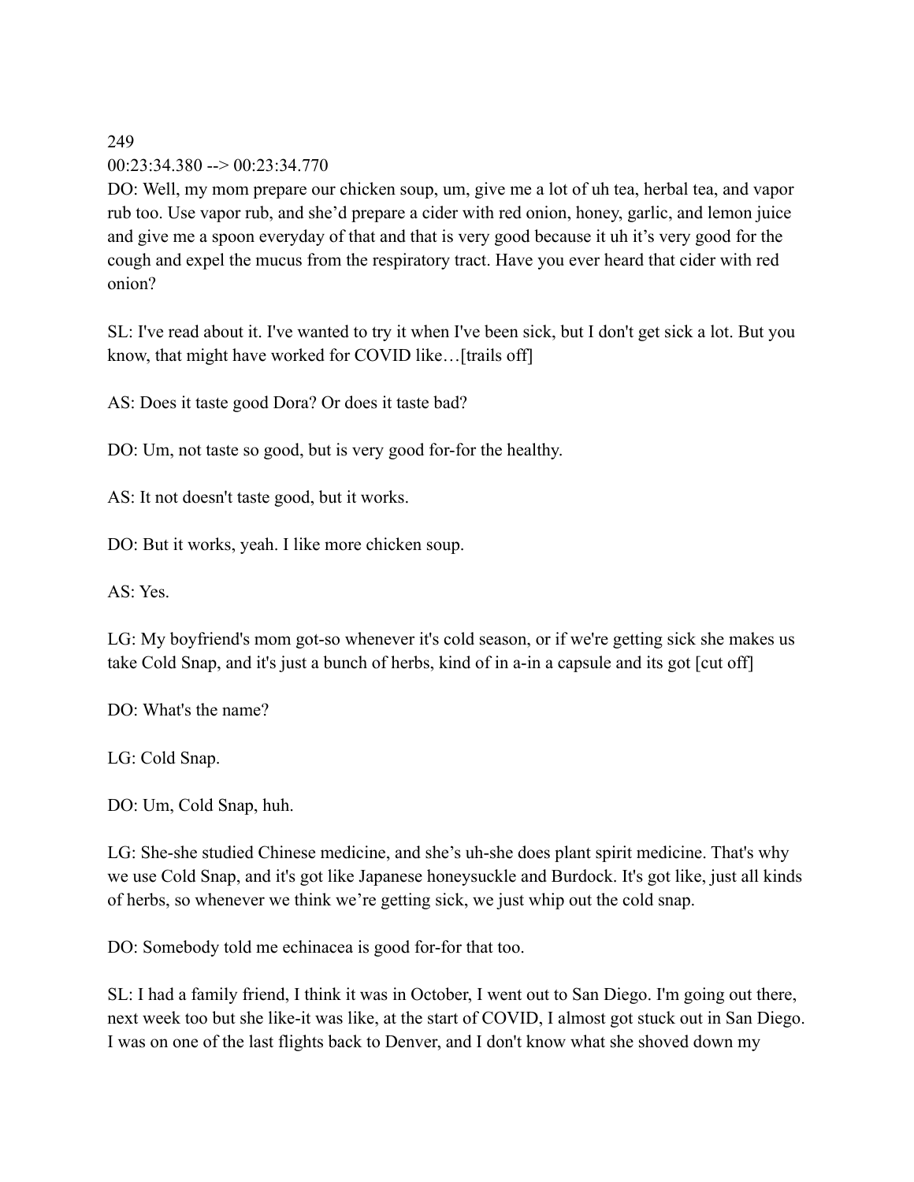249
00:23:34.380 --> 00:23:34.770
DO: Well, my mom prepare our chicken soup, um, give me a lot of uh tea, herbal tea, and vapor rub too. Use vapor rub, and she'd prepare a cider with red onion, honey, garlic, and lemon juice and give me a spoon everyday of that and that is very good because it uh it's very good for the cough and expel the mucus from the respiratory tract. Have you ever heard that cider with red onion?

SL: I've read about it. I've wanted to try it when I've been sick, but I don't get sick a lot. But you know, that might have worked for COVID like…[trails off]

AS: Does it taste good Dora? Or does it taste bad?

DO: Um, not taste so good, but is very good for-for the healthy.

AS: It not doesn't taste good, but it works.

DO: But it works, yeah. I like more chicken soup.

AS: Yes.

LG: My boyfriend's mom got-so whenever it's cold season, or if we're getting sick she makes us take Cold Snap, and it's just a bunch of herbs, kind of in a-in a capsule and its got [cut off]

DO: What's the name?

LG: Cold Snap.

DO: Um, Cold Snap, huh.

LG: She-she studied Chinese medicine, and she's uh-she does plant spirit medicine. That's why we use Cold Snap, and it's got like Japanese honeysuckle and Burdock. It's got like, just all kinds of herbs, so whenever we think we're getting sick, we just whip out the cold snap.

DO: Somebody told me echinacea is good for-for that too.

SL: I had a family friend, I think it was in October, I went out to San Diego. I'm going out there, next week too but she like-it was like, at the start of COVID, I almost got stuck out in San Diego. I was on one of the last flights back to Denver, and I don't know what she shoved down my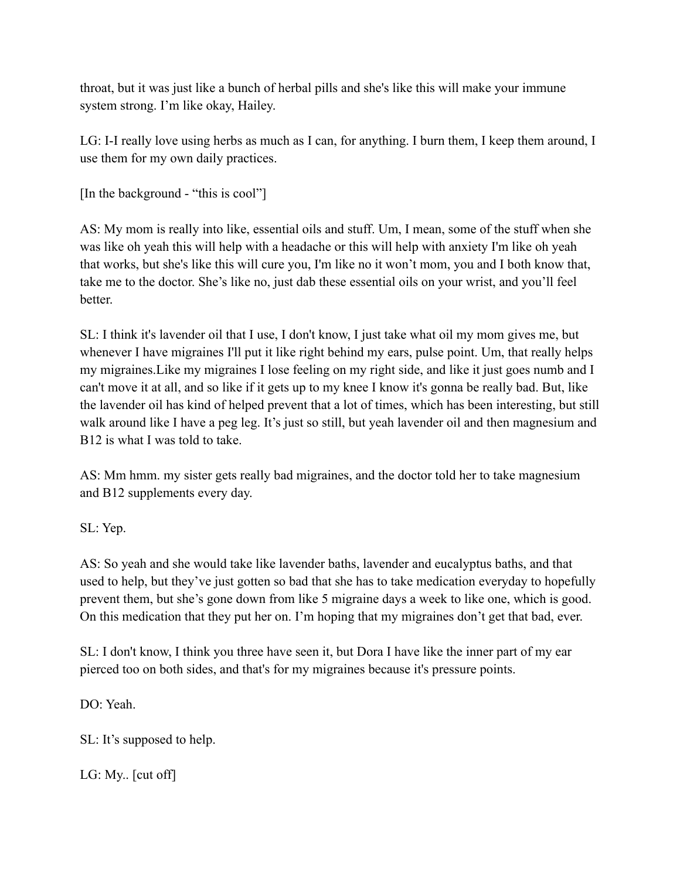throat, but it was just like a bunch of herbal pills and she's like this will make your immune system strong. I'm like okay, Hailey.

LG: I-I really love using herbs as much as I can, for anything. I burn them, I keep them around, I use them for my own daily practices.

[In the background - "this is cool"]

AS: My mom is really into like, essential oils and stuff. Um, I mean, some of the stuff when she was like oh yeah this will help with a headache or this will help with anxiety I'm like oh yeah that works, but she's like this will cure you, I'm like no it won't mom, you and I both know that, take me to the doctor. She's like no, just dab these essential oils on your wrist, and you'll feel better.

SL: I think it's lavender oil that I use, I don't know, I just take what oil my mom gives me, but whenever I have migraines I'll put it like right behind my ears, pulse point. Um, that really helps my migraines.Like my migraines I lose feeling on my right side, and like it just goes numb and I can't move it at all, and so like if it gets up to my knee I know it's gonna be really bad. But, like the lavender oil has kind of helped prevent that a lot of times, which has been interesting, but still walk around like I have a peg leg. It's just so still, but yeah lavender oil and then magnesium and B12 is what I was told to take.

AS: Mm hmm. my sister gets really bad migraines, and the doctor told her to take magnesium and B12 supplements every day.

SL: Yep.

AS: So yeah and she would take like lavender baths, lavender and eucalyptus baths, and that used to help, but they've just gotten so bad that she has to take medication everyday to hopefully prevent them, but she's gone down from like 5 migraine days a week to like one, which is good. On this medication that they put her on. I'm hoping that my migraines don't get that bad, ever.

SL: I don't know, I think you three have seen it, but Dora I have like the inner part of my ear pierced too on both sides, and that's for my migraines because it's pressure points.

DO: Yeah.

SL: It's supposed to help.

LG: My.. [cut off]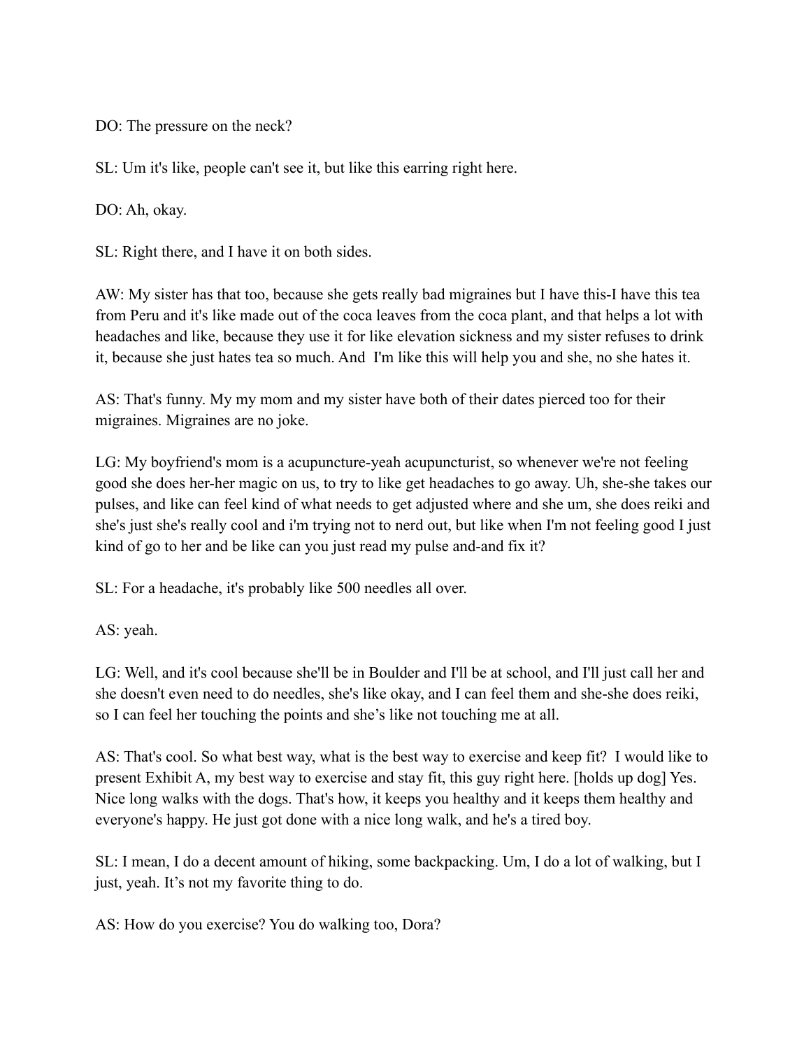DO: The pressure on the neck?

SL: Um it's like, people can't see it, but like this earring right here.

DO: Ah, okay.

SL: Right there, and I have it on both sides.

AW: My sister has that too, because she gets really bad migraines but I have this-I have this tea from Peru and it's like made out of the coca leaves from the coca plant, and that helps a lot with headaches and like, because they use it for like elevation sickness and my sister refuses to drink it, because she just hates tea so much. And I'm like this will help you and she, no she hates it.

AS: That's funny. My my mom and my sister have both of their dates pierced too for their migraines. Migraines are no joke.

LG: My boyfriend's mom is a acupuncture-yeah acupuncturist, so whenever we're not feeling good she does her-her magic on us, to try to like get headaches to go away. Uh, she-she takes our pulses, and like can feel kind of what needs to get adjusted where and she um, she does reiki and she's just she's really cool and i'm trying not to nerd out, but like when I'm not feeling good I just kind of go to her and be like can you just read my pulse and-and fix it?

SL: For a headache, it's probably like 500 needles all over.

AS: yeah.

LG: Well, and it's cool because she'll be in Boulder and I'll be at school, and I'll just call her and she doesn't even need to do needles, she's like okay, and I can feel them and she-she does reiki, so I can feel her touching the points and she’s like not touching me at all.

AS: That's cool. So what best way, what is the best way to exercise and keep fit? I would like to present Exhibit A, my best way to exercise and stay fit, this guy right here. [holds up dog] Yes. Nice long walks with the dogs. That's how, it keeps you healthy and it keeps them healthy and everyone's happy. He just got done with a nice long walk, and he's a tired boy.

SL: I mean, I do a decent amount of hiking, some backpacking. Um, I do a lot of walking, but I just, yeah. It’s not my favorite thing to do.

AS: How do you exercise? You do walking too, Dora?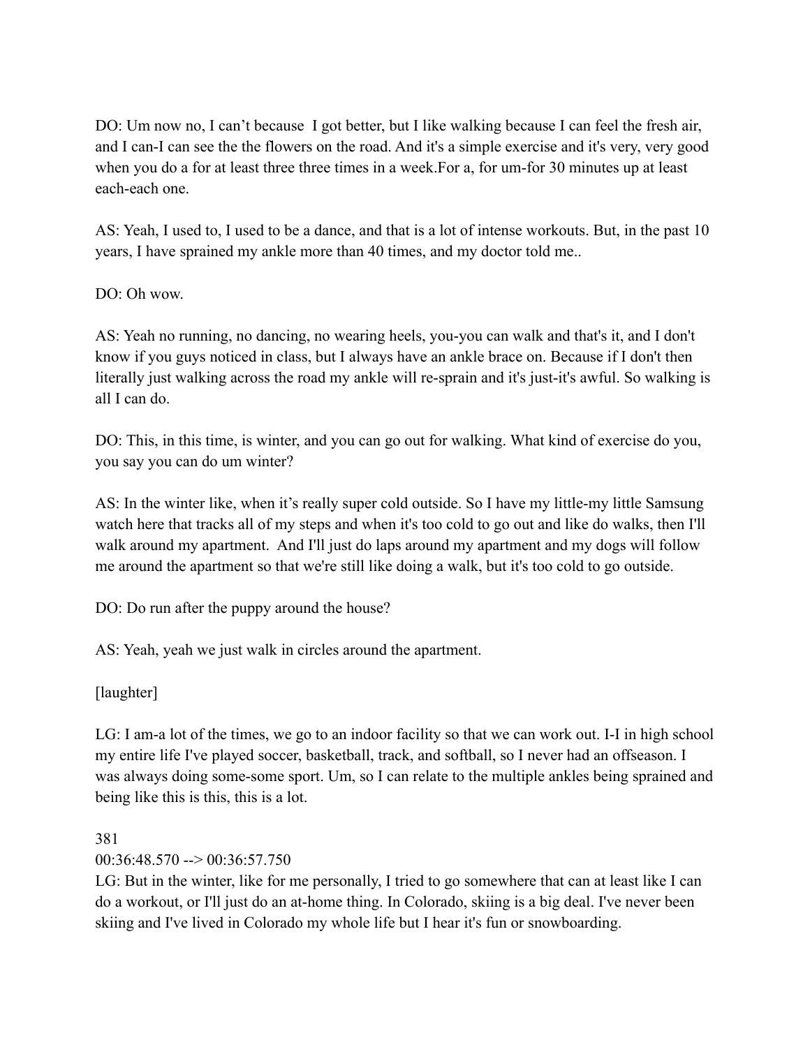DO: Um now no, I can't because I got better, but I like walking because I can feel the fresh air, and I can-I can see the the flowers on the road. And it's a simple exercise and it's very, very good when you do a for at least three three times in a week.For a, for um-for 30 minutes up at least each-each one.

AS: Yeah, I used to, I used to be a dance, and that is a lot of intense workouts. But, in the past 10 years, I have sprained my ankle more than 40 times, and my doctor told me..

DO: Oh wow.

AS: Yeah no running, no dancing, no wearing heels, you-you can walk and that's it, and I don't know if you guys noticed in class, but I always have an ankle brace on. Because if I don't then literally just walking across the road my ankle will re-sprain and it's just-it's awful. So walking is all I can do.

DO: This, in this time, is winter, and you can go out for walking. What kind of exercise do you, you say you can do um winter?

AS: In the winter like, when it's really super cold outside. So I have my little-my little Samsung watch here that tracks all of my steps and when it's too cold to go out and like do walks, then I'll walk around my apartment. And I'll just do laps around my apartment and my dogs will follow me around the apartment so that we're still like doing a walk, but it's too cold to go outside.

DO: Do run after the puppy around the house?

AS: Yeah, yeah we just walk in circles around the apartment.

[laughter]

LG: I am-a lot of the times, we go to an indoor facility so that we can work out. I-I in high school my entire life I've played soccer, basketball, track, and softball, so I never had an offseason. I was always doing some-some sport. Um, so I can relate to the multiple ankles being sprained and being like this is this, this is a lot.

381
00:36:48.570 --> 00:36:57.750
LG: But in the winter, like for me personally, I tried to go somewhere that can at least like I can do a workout, or I'll just do an at-home thing. In Colorado, skiing is a big deal. I've never been skiing and I've lived in Colorado my whole life but I hear it's fun or snowboarding.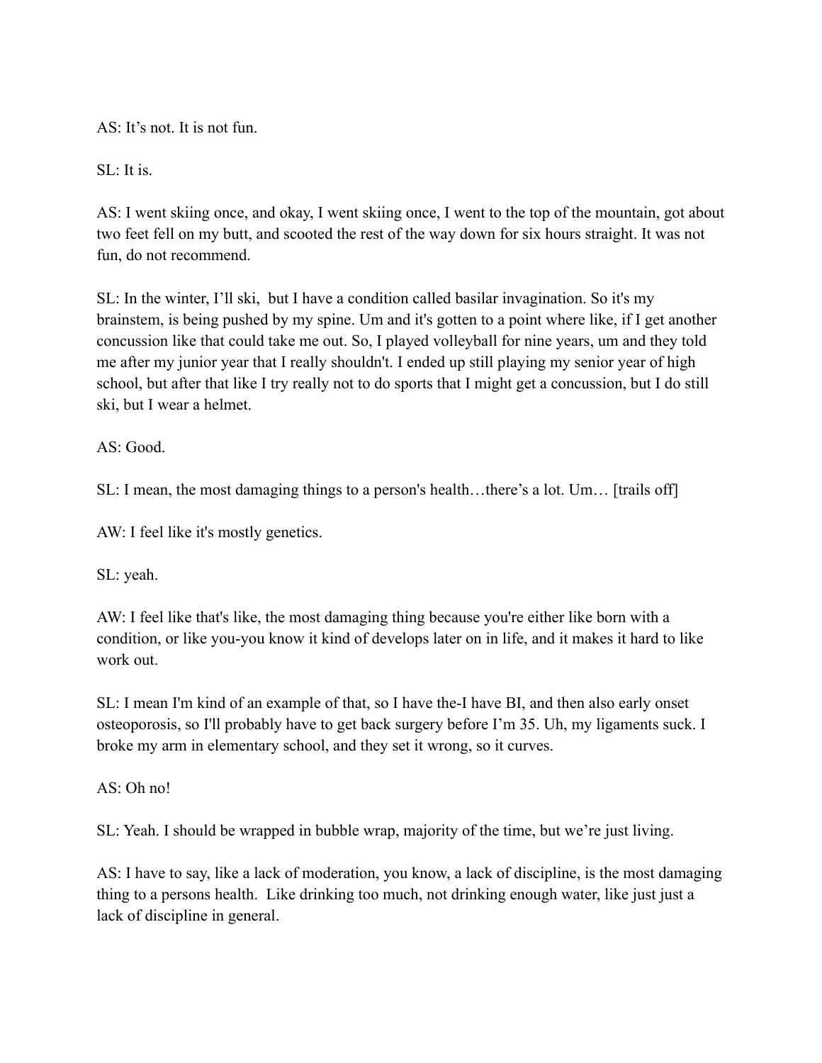AS: It’s not. It is not fun.

SL: It is.

AS: I went skiing once, and okay, I went skiing once, I went to the top of the mountain, got about two feet fell on my butt, and scooted the rest of the way down for six hours straight. It was not fun, do not recommend.

SL: In the winter, I’ll ski,  but I have a condition called basilar invagination. So it's my brainstem, is being pushed by my spine. Um and it's gotten to a point where like, if I get another concussion like that could take me out. So, I played volleyball for nine years, um and they told me after my junior year that I really shouldn't. I ended up still playing my senior year of high school, but after that like I try really not to do sports that I might get a concussion, but I do still ski, but I wear a helmet.

AS: Good.

SL: I mean, the most damaging things to a person's health…there’s a lot. Um… [trails off]

AW: I feel like it's mostly genetics.

SL: yeah.

AW: I feel like that's like, the most damaging thing because you're either like born with a condition, or like you-you know it kind of develops later on in life, and it makes it hard to like work out.

SL: I mean I'm kind of an example of that, so I have the-I have BI, and then also early onset osteoporosis, so I'll probably have to get back surgery before I’m 35. Uh, my ligaments suck. I broke my arm in elementary school, and they set it wrong, so it curves.

AS: Oh no!

SL: Yeah. I should be wrapped in bubble wrap, majority of the time, but we’re just living.

AS: I have to say, like a lack of moderation, you know, a lack of discipline, is the most damaging thing to a persons health.  Like drinking too much, not drinking enough water, like just just a lack of discipline in general.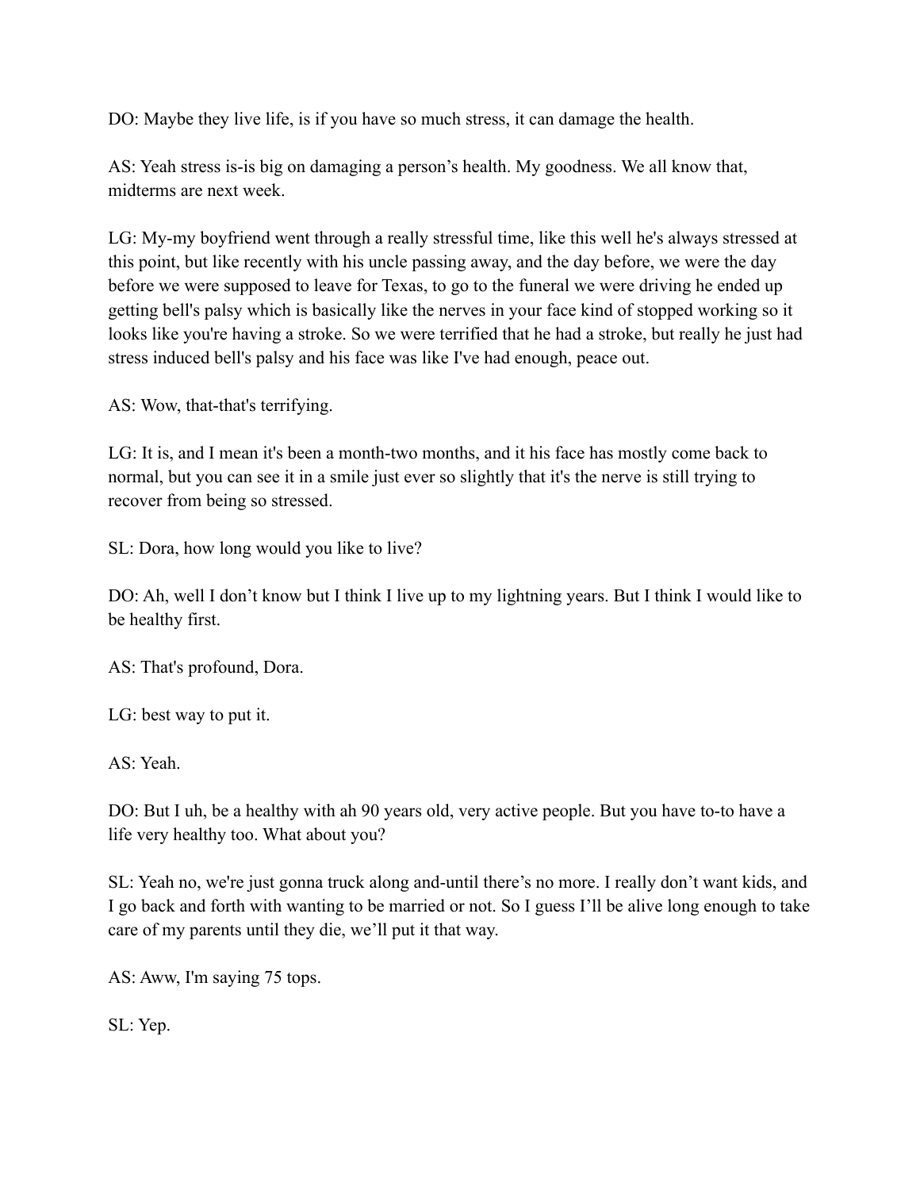DO: Maybe they live life, is if you have so much stress, it can damage the health.

AS: Yeah stress is-is big on damaging a person's health. My goodness. We all know that, midterms are next week.

LG: My-my boyfriend went through a really stressful time, like this well he's always stressed at this point, but like recently with his uncle passing away, and the day before, we were the day before we were supposed to leave for Texas, to go to the funeral we were driving he ended up getting bell's palsy which is basically like the nerves in your face kind of stopped working so it looks like you're having a stroke. So we were terrified that he had a stroke, but really he just had stress induced bell's palsy and his face was like I've had enough, peace out.

AS: Wow, that-that's terrifying.

LG: It is, and I mean it's been a month-two months, and it his face has mostly come back to normal, but you can see it in a smile just ever so slightly that it's the nerve is still trying to recover from being so stressed.

SL: Dora, how long would you like to live?

DO: Ah, well I don't know but I think I live up to my lightning years. But I think I would like to be healthy first.

AS: That's profound, Dora.

LG: best way to put it.

AS: Yeah.

DO: But I uh, be a healthy with ah 90 years old, very active people. But you have to-to have a life very healthy too. What about you?

SL: Yeah no, we're just gonna truck along and-until there's no more. I really don't want kids, and I go back and forth with wanting to be married or not. So I guess I'll be alive long enough to take care of my parents until they die, we'll put it that way.

AS: Aww, I'm saying 75 tops.

SL: Yep.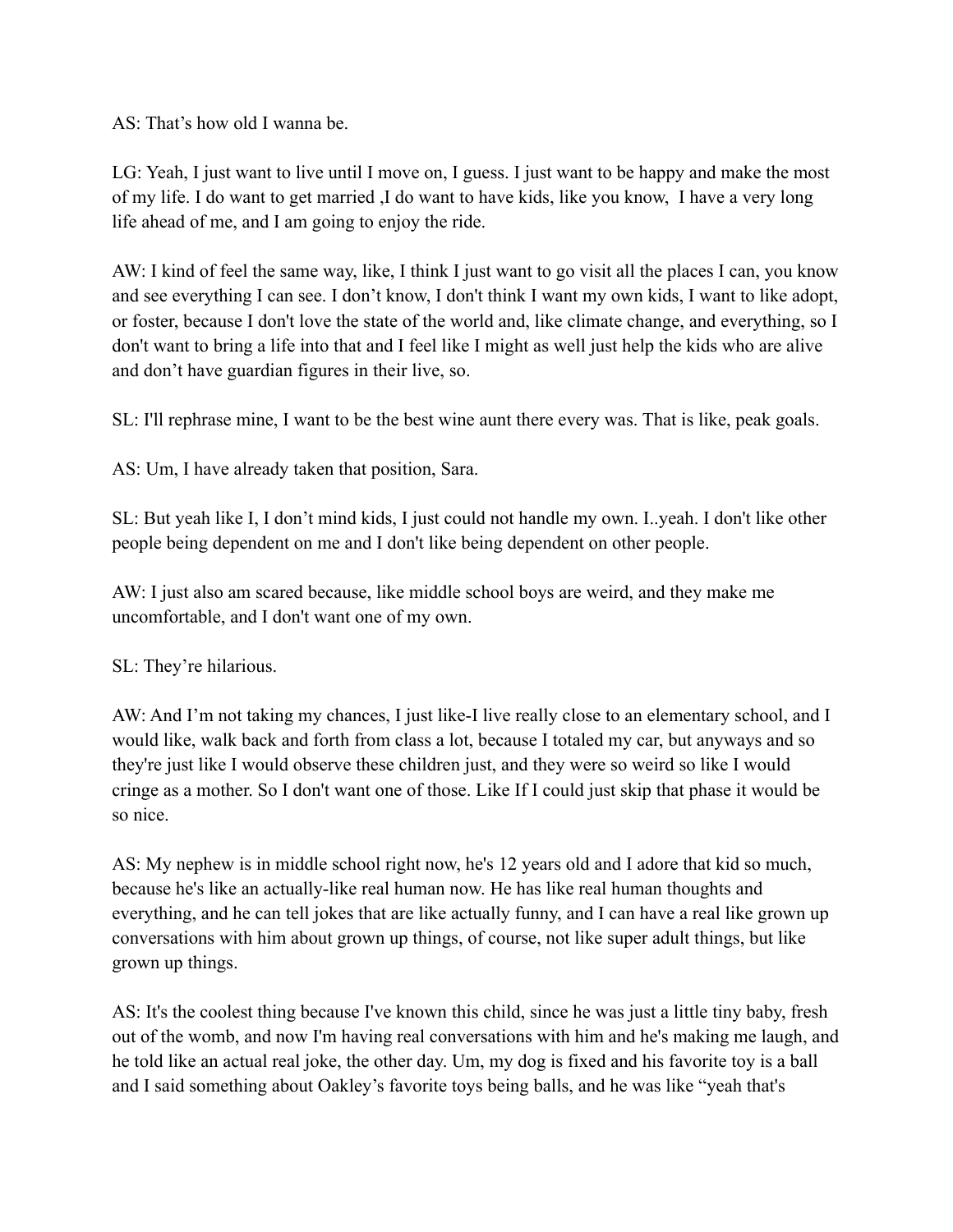AS: That's how old I wanna be.

LG: Yeah, I just want to live until I move on, I guess. I just want to be happy and make the most of my life. I do want to get married ,I do want to have kids, like you know,  I have a very long life ahead of me, and I am going to enjoy the ride.

AW: I kind of feel the same way, like, I think I just want to go visit all the places I can, you know and see everything I can see. I don't know, I don't think I want my own kids, I want to like adopt, or foster, because I don't love the state of the world and, like climate change, and everything, so I don't want to bring a life into that and I feel like I might as well just help the kids who are alive and don't have guardian figures in their live, so.

SL: I'll rephrase mine, I want to be the best wine aunt there every was. That is like, peak goals.

AS: Um, I have already taken that position, Sara.

SL: But yeah like I, I don't mind kids, I just could not handle my own. I..yeah. I don't like other people being dependent on me and I don't like being dependent on other people.

AW: I just also am scared because, like middle school boys are weird, and they make me uncomfortable, and I don't want one of my own.

SL: They're hilarious.

AW: And I'm not taking my chances, I just like-I live really close to an elementary school, and I would like, walk back and forth from class a lot, because I totaled my car, but anyways and so they're just like I would observe these children just, and they were so weird so like I would cringe as a mother. So I don't want one of those. Like If I could just skip that phase it would be so nice.

AS: My nephew is in middle school right now, he's 12 years old and I adore that kid so much, because he's like an actually-like real human now. He has like real human thoughts and everything, and he can tell jokes that are like actually funny, and I can have a real like grown up conversations with him about grown up things, of course, not like super adult things, but like grown up things.

AS: It's the coolest thing because I've known this child, since he was just a little tiny baby, fresh out of the womb, and now I'm having real conversations with him and he's making me laugh, and he told like an actual real joke, the other day. Um, my dog is fixed and his favorite toy is a ball and I said something about Oakley's favorite toys being balls, and he was like "yeah that's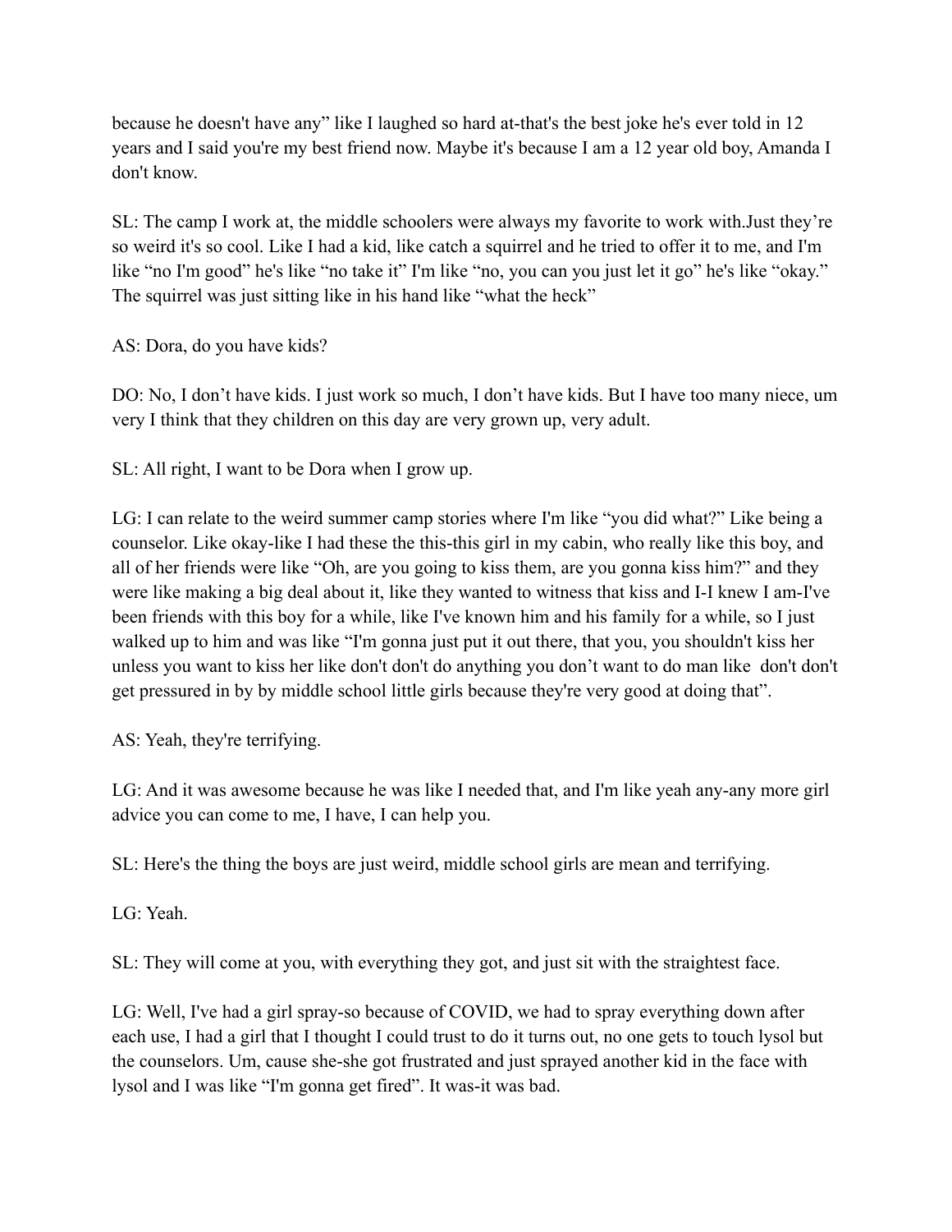because he doesn't have any" like I laughed so hard at-that's the best joke he's ever told in 12 years and I said you're my best friend now. Maybe it's because I am a 12 year old boy, Amanda I don't know.

SL: The camp I work at, the middle schoolers were always my favorite to work with.Just they're so weird it's so cool. Like I had a kid, like catch a squirrel and he tried to offer it to me, and I'm like "no I'm good" he's like "no take it" I'm like "no, you can you just let it go" he's like "okay." The squirrel was just sitting like in his hand like "what the heck"

AS: Dora, do you have kids?

DO: No, I don't have kids. I just work so much, I don't have kids. But I have too many niece, um very I think that they children on this day are very grown up, very adult.

SL: All right, I want to be Dora when I grow up.

LG: I can relate to the weird summer camp stories where I'm like "you did what?" Like being a counselor. Like okay-like I had these the this-this girl in my cabin, who really like this boy, and all of her friends were like "Oh, are you going to kiss them, are you gonna kiss him?" and they were like making a big deal about it, like they wanted to witness that kiss and I-I knew I am-I've been friends with this boy for a while, like I've known him and his family for a while, so I just walked up to him and was like "I'm gonna just put it out there, that you, you shouldn't kiss her unless you want to kiss her like don't don't do anything you don't want to do man like don't don't get pressured in by by middle school little girls because they're very good at doing that".

AS: Yeah, they're terrifying.

LG: And it was awesome because he was like I needed that, and I'm like yeah any-any more girl advice you can come to me, I have, I can help you.

SL: Here's the thing the boys are just weird, middle school girls are mean and terrifying.

LG: Yeah.

SL: They will come at you, with everything they got, and just sit with the straightest face.

LG: Well, I've had a girl spray-so because of COVID, we had to spray everything down after each use, I had a girl that I thought I could trust to do it turns out, no one gets to touch lysol but the counselors. Um, cause she-she got frustrated and just sprayed another kid in the face with lysol and I was like "I'm gonna get fired". It was-it was bad.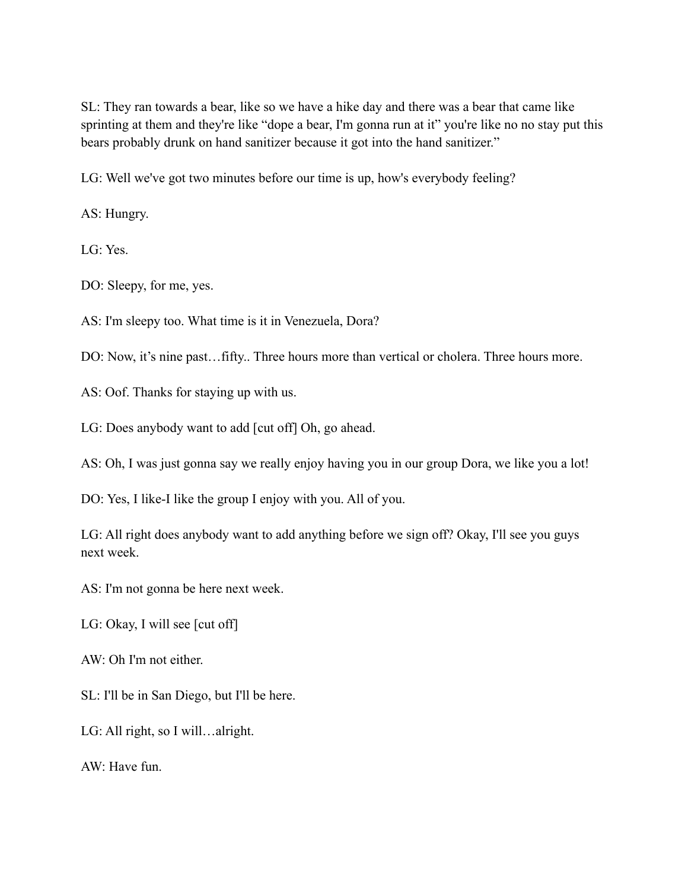SL: They ran towards a bear, like so we have a hike day and there was a bear that came like sprinting at them and they're like "dope a bear, I'm gonna run at it" you're like no no stay put this bears probably drunk on hand sanitizer because it got into the hand sanitizer."

LG: Well we've got two minutes before our time is up, how's everybody feeling?

AS: Hungry.

LG: Yes.

DO: Sleepy, for me, yes.

AS: I'm sleepy too. What time is it in Venezuela, Dora?

DO: Now, it's nine past…fifty.. Three hours more than vertical or cholera. Three hours more.

AS: Oof. Thanks for staying up with us.

LG: Does anybody want to add [cut off] Oh, go ahead.

AS: Oh, I was just gonna say we really enjoy having you in our group Dora, we like you a lot!

DO: Yes, I like-I like the group I enjoy with you. All of you.

LG: All right does anybody want to add anything before we sign off? Okay, I'll see you guys next week.

AS: I'm not gonna be here next week.

LG: Okay, I will see [cut off]

AW: Oh I'm not either.

SL: I'll be in San Diego, but I'll be here.

LG: All right, so I will…alright.

AW: Have fun.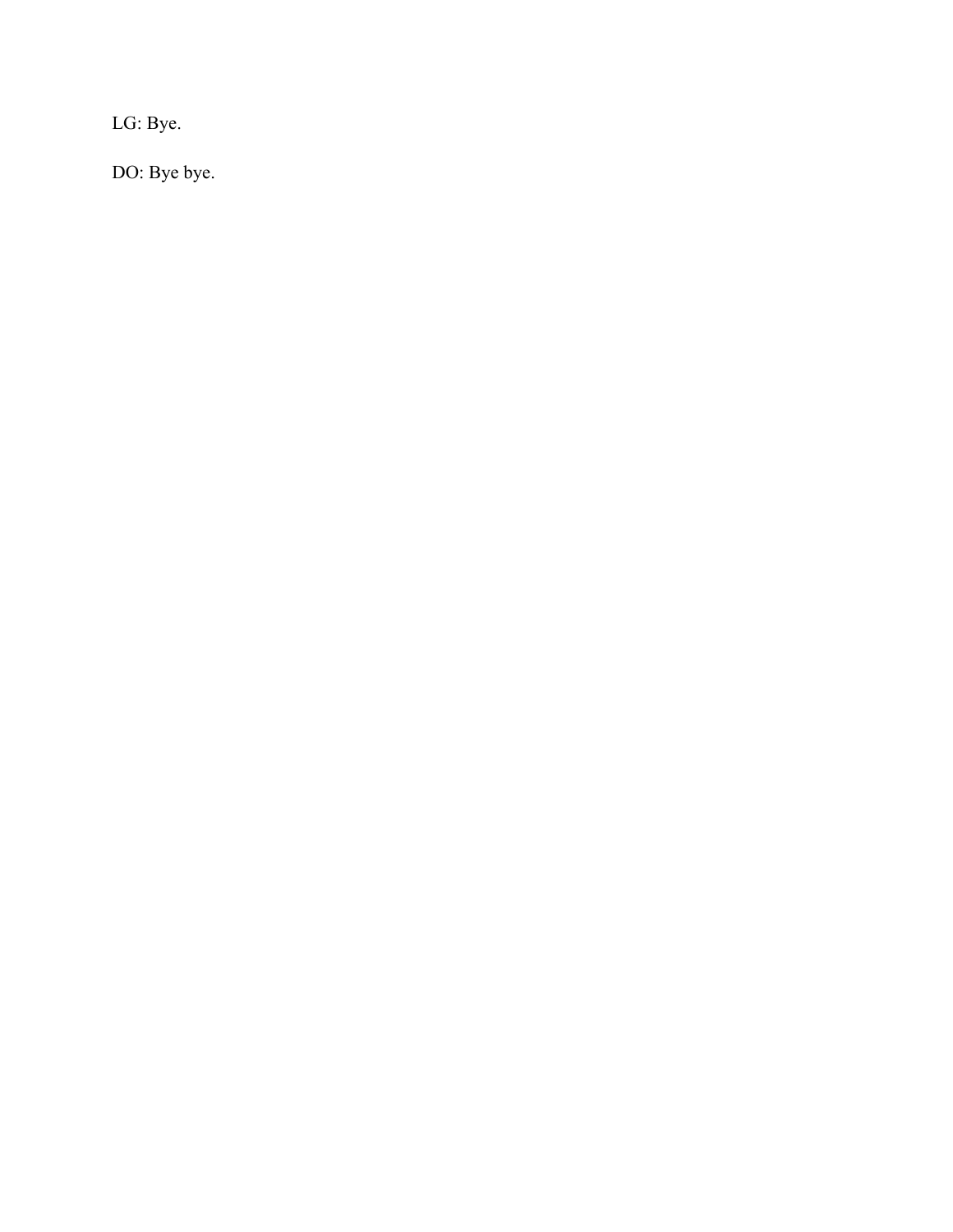LG: Bye.

DO: Bye bye.